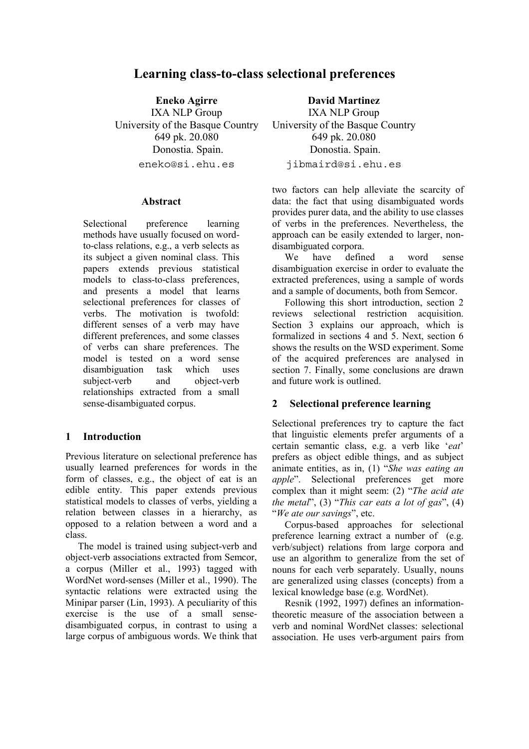# Learning class-to-class selectional preferences

**Eneko Agirre**
IXA NLP Group
University of the Basque Country
649 pk. 20.080
Donostia. Spain.
eneko@si.ehu.es

**David Martinez**
IXA NLP Group
University of the Basque Country
649 pk. 20.080
Donostia. Spain.
jibmaird@si.ehu.es

## Abstract

Selectional preference learning methods have usually focused on word-to-class relations, e.g., a verb selects as its subject a given nominal class. This papers extends previous statistical models to class-to-class preferences, and presents a model that learns selectional preferences for classes of verbs. The motivation is twofold: different senses of a verb may have different preferences, and some classes of verbs can share preferences. The model is tested on a word sense disambiguation task which uses subject-verb and object-verb relationships extracted from a small sense-disambiguated corpus.

## 1 Introduction

Previous literature on selectional preference has usually learned preferences for words in the form of classes, e.g., the object of eat is an edible entity. This paper extends previous statistical models to classes of verbs, yielding a relation between classes in a hierarchy, as opposed to a relation between a word and a class.

The model is trained using subject-verb and object-verb associations extracted from Semcor, a corpus (Miller et al., 1993) tagged with WordNet word-senses (Miller et al., 1990). The syntactic relations were extracted using the Minipar parser (Lin, 1993). A peculiarity of this exercise is the use of a small sense-disambiguated corpus, in contrast to using a large corpus of ambiguous words. We think that two factors can help alleviate the scarcity of data: the fact that using disambiguated words provides purer data, and the ability to use classes of verbs in the preferences. Nevertheless, the approach can be easily extended to larger, non-disambiguated corpora.

We have defined a word sense disambiguation exercise in order to evaluate the extracted preferences, using a sample of words and a sample of documents, both from Semcor.

Following this short introduction, section 2 reviews selectional restriction acquisition. Section 3 explains our approach, which is formalized in sections 4 and 5. Next, section 6 shows the results on the WSD experiment. Some of the acquired preferences are analysed in section 7. Finally, some conclusions are drawn and future work is outlined.

## 2 Selectional preference learning

Selectional preferences try to capture the fact that linguistic elements prefer arguments of a certain semantic class, e.g. a verb like '*eat*' prefers as object edible things, and as subject animate entities, as in, (1) "*She was eating an apple*". Selectional preferences get more complex than it might seem: (2) "*The acid ate the metal*", (3) "*This car eats a lot of gas*", (4) "*We ate our savings*", etc.

Corpus-based approaches for selectional preference learning extract a number of (e.g. verb/subject) relations from large corpora and use an algorithm to generalize from the set of nouns for each verb separately. Usually, nouns are generalized using classes (concepts) from a lexical knowledge base (e.g. WordNet).

Resnik (1992, 1997) defines an information-theoretic measure of the association between a verb and nominal WordNet classes: selectional association. He uses verb-argument pairs from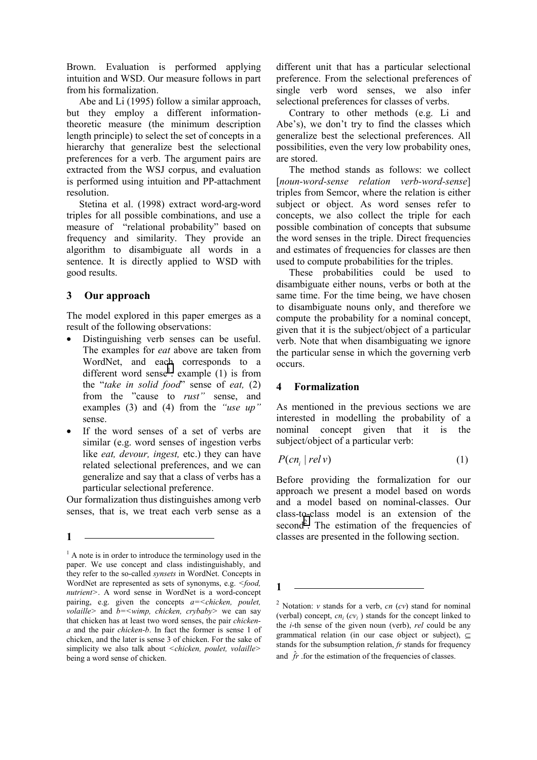Brown. Evaluation is performed applying intuition and WSD. Our measure follows in part from his formalization.

Abe and Li (1995) follow a similar approach, but they employ a different information-theoretic measure (the minimum description length principle) to select the set of concepts in a hierarchy that generalize best the selectional preferences for a verb. The argument pairs are extracted from the WSJ corpus, and evaluation is performed using intuition and PP-attachment resolution.

Stetina et al. (1998) extract word-arg-word triples for all possible combinations, and use a measure of "relational probability" based on frequency and similarity. They provide an algorithm to disambiguate all words in a sentence. It is directly applied to WSD with good results.

## 3 Our approach

The model explored in this paper emerges as a result of the following observations:

- Distinguishing verb senses can be useful. The examples for *eat* above are taken from WordNet, and each corresponds to a different word sense[1]: example (1) is from the "*take in solid food*" sense of *eat,* (2) from the "cause to *rust"* sense, and examples (3) and (4) from the *"use up"* sense.
- If the word senses of a set of verbs are similar (e.g. word senses of ingestion verbs like *eat, devour, ingest,* etc.) they can have related selectional preferences, and we can generalize and say that a class of verbs has a particular selectional preference.

Our formalization thus distinguishes among verb senses, that is, we treat each verb sense as a different unit that has a particular selectional preference. From the selectional preferences of single verb word senses, we also infer selectional preferences for classes of verbs.

Contrary to other methods (e.g. Li and Abe's), we don't try to find the classes which generalize best the selectional preferences. All possibilities, even the very low probability ones, are stored.

The method stands as follows: we collect [*noun-word-sense relation verb-word-sense*] triples from Semcor, where the relation is either subject or object. As word senses refer to concepts, we also collect the triple for each possible combination of concepts that subsume the word senses in the triple. Direct frequencies and estimates of frequencies for classes are then used to compute probabilities for the triples.

These probabilities could be used to disambiguate either nouns, verbs or both at the same time. For the time being, we have chosen to disambiguate nouns only, and therefore we compute the probability for a nominal concept, given that it is the subject/object of a particular verb. Note that when disambiguating we ignore the particular sense in which the governing verb occurs.

## 4 Formalization

As mentioned in the previous sections we are interested in modelling the probability of a nominal concept given that it is the subject/object of a particular verb:

$$P(cn_i \mid rel\, v) \tag{1}$$

Before providing the formalization for our approach we present a model based on words and a model based on nominal-classes. Our class-to-class model is an extension of the second[2]. The estimation of the frequencies of classes are presented in the following section.

---

[1] A note is in order to introduce the terminology used in the paper. We use concept and class indistinguishably, and they refer to the so-called *synsets* in WordNet. Concepts in WordNet are represented as sets of synonyms, e.g. <*food, nutrient*>. A word sense in WordNet is a word-concept pairing, e.g. given the concepts *a*=<*chicken, poulet, volaille*> and *b*=<*wimp, chicken, crybaby*> we can say that chicken has at least two word senses, the pair *chicken-a* and the pair *chicken-b*. In fact the former is sense 1 of chicken, and the later is sense 3 of chicken. For the sake of simplicity we also talk about <*chicken, poulet, volaille*> being a word sense of chicken.

[2] Notation: $v$ stands for a verb, $cn$ ($cv$) stand for nominal (verbal) concept, $cn_i$ ($cv_i$) stands for the concept linked to the $i$-th sense of the given noun (verb), $rel$ could be any grammatical relation (in our case object or subject), $\subseteq$ stands for the subsumption relation, $fr$ stands for frequency and $\hat{fr}$ .for the estimation of the frequencies of classes.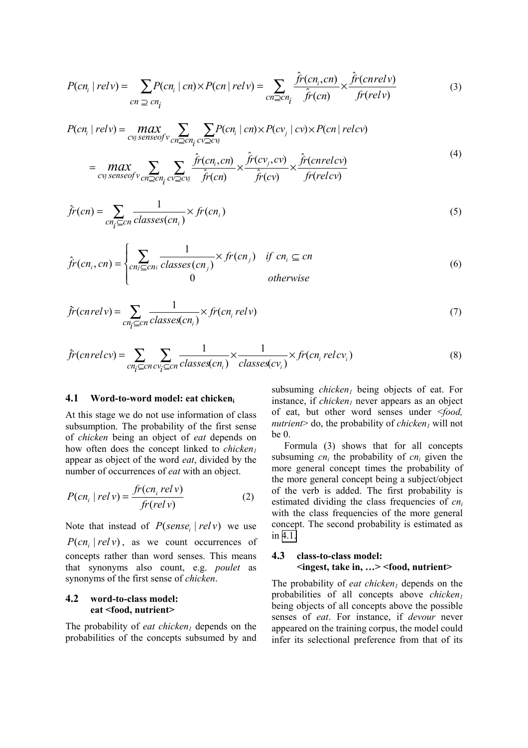$$P(cn_i \mid rel\,v) = \sum_{cn \supseteq cn_i} P(cn_i \mid cn) \times P(cn \mid rel\,v) = \sum_{cn \supseteq cn_i} \frac{\hat{fr}(cn_i, cn)}{\hat{fr}(cn)} \times \frac{\hat{fr}(cn\,rel\,v)}{fr(rel\,v)} \tag{3}$$

$$P(cn_i \mid rel\,v) = \max_{cv_j\,sense\,of\,v} \sum_{cn \supseteq cn_i} \sum_{cv \supseteq cv_j} P(cn_i \mid cn) \times P(cv_j \mid cv) \times P(cn \mid rel\,cv)$$

$$= \max_{cv_j\,sense\,of\,v} \sum_{cn \supseteq cn_i} \sum_{cv \supseteq cv_j} \frac{\hat{fr}(cn_i, cn)}{\hat{fr}(cn)} \times \frac{\hat{fr}(cv_j, cv)}{\hat{fr}(cv)} \times \frac{\hat{fr}(cn\,rel\,cv)}{fr(rel\,cv)} \tag{4}$$

$$\hat{fr}(cn) = \sum_{cn_i \subseteq cn} \frac{1}{classes(cn_i)} \times fr(cn_i) \tag{5}$$

$$\hat{fr}(cn_i, cn) = \begin{cases} \displaystyle\sum_{cn_j \subseteq cn_i} \frac{1}{classes(cn_j)} \times fr(cn_j) & if\ cn_i \subseteq cn \\ 0 & otherwise \end{cases} \tag{6}$$

$$\hat{fr}(cn\,rel\,v) = \sum_{cn_i \subseteq cn} \frac{1}{classes(cn_i)} \times fr(cn_i\,rel\,v) \tag{7}$$

$$\hat{fr}(cn\,rel\,cv) = \sum_{cn_i \subseteq cn} \sum_{cv_i \subseteq cn} \frac{1}{classes(cn_i)} \times \frac{1}{classes(cv_i)} \times fr(cn_i\,rel\,cv_i) \tag{8}$$

### 4.1 Word-to-word model: eat chicken$_i$

At this stage we do not use information of class subsumption. The probability of the first sense of *chicken* being an object of *eat* depends on how often does the concept linked to *chicken$_1$* appear as object of the word *eat*, divided by the number of occurrences of *eat* with an object.

$$P(cn_i \mid rel\,v) = \frac{fr(cn_i\ rel\ v)}{fr(rel\,v)} \tag{2}$$

Note that instead of $P(sense_i \mid rel\,v)$ we use $P(cn_i \mid rel\,v)$, as we count occurrences of concepts rather than word senses. This means that synonyms also count, e.g. *poulet* as synonyms of the first sense of *chicken*.

### 4.2 word-to-class model: eat <food, nutrient>

The probability of *eat chicken$_1$* depends on the probabilities of the concepts subsumed by and subsuming *chicken$_1$* being objects of eat. For instance, if *chicken$_1$* never appears as an object of eat, but other word senses under *<food, nutrient>* do, the probability of *chicken$_1$* will not be 0.

Formula (3) shows that for all concepts subsuming $cn_i$ the probability of $cn_i$ given the more general concept times the probability of the more general concept being a subject/object of the verb is added. The first probability is estimated dividing the class frequencies of $cn_i$ with the class frequencies of the more general concept. The second probability is estimated as in 4.1.

### 4.3 class-to-class model: <ingest, take in, …> <food, nutrient>

The probability of *eat chicken$_1$* depends on the probabilities of all concepts above *chicken$_1$* being objects of all concepts above the possible senses of *eat*. For instance, if *devour* never appeared on the training corpus, the model could infer its selectional preference from that of its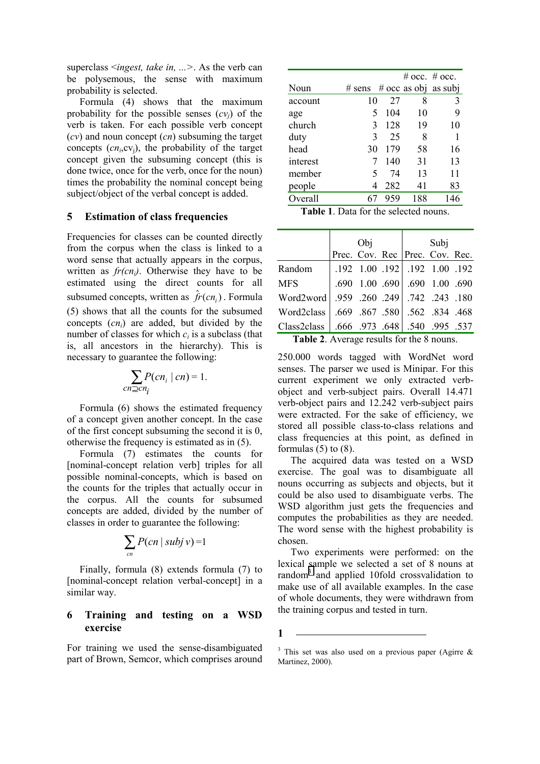superclass <*ingest, take in, ...*>. As the verb can be polysemous, the sense with maximum probability is selected.

Formula (4) shows that the maximum probability for the possible senses ($cv_j$) of the verb is taken. For each possible verb concept ($cv$) and noun concept ($cn$) subsuming the target concepts ($cn_i$,$cv_j$), the probability of the target concept given the subsuming concept (this is done twice, once for the verb, once for the noun) times the probability the nominal concept being subject/object of the verbal concept is added.

## 5 Estimation of class frequencies

Frequencies for classes can be counted directly from the corpus when the class is linked to a word sense that actually appears in the corpus, written as $fr(cn_i)$. Otherwise they have to be estimated using the direct counts for all subsumed concepts, written as $\hat{fr}(cn_i)$. Formula (5) shows that all the counts for the subsumed concepts ($cn_i$) are added, but divided by the number of classes for which $c_i$ is a subclass (that is, all ancestors in the hierarchy). This is necessary to guarantee the following:

$$\sum_{cn \supseteq cn_i} P(cn_i \mid cn) = 1.$$

Formula (6) shows the estimated frequency of a concept given another concept. In the case of the first concept subsuming the second it is 0, otherwise the frequency is estimated as in (5).

Formula (7) estimates the counts for [nominal-concept relation verb] triples for all possible nominal-concepts, which is based on the counts for the triples that actually occur in the corpus. All the counts for subsumed concepts are added, divided by the number of classes in order to guarantee the following:

$$\sum_{cn} P(cn \mid subj\ v) = 1$$

Finally, formula (8) extends formula (7) to [nominal-concept relation verbal-concept] in a similar way.

## 6 Training and testing on a WSD exercise

For training we used the sense-disambiguated part of Brown, Semcor, which comprises around 250.000 words tagged with WordNet word senses. The parser we used is Minipar. For this current experiment we only extracted verb-object and verb-subject pairs. Overall 14.471 verb-object pairs and 12.242 verb-subject pairs were extracted. For the sake of efficiency, we stored all possible class-to-class relations and class frequencies at this point, as defined in formulas (5) to (8).

The acquired data was tested on a WSD exercise. The goal was to disambiguate all nouns occurring as subjects and objects, but it could be also used to disambiguate verbs. The WSD algorithm just gets the frequencies and computes the probabilities as they are needed. The word sense with the highest probability is chosen.

Two experiments were performed: on the lexical sample we selected a set of 8 nouns at random[3] and applied 10fold crossvalidation to make use of all available examples. In the case of whole documents, they were withdrawn from the training corpus and tested in turn.

| Noun | # sens | # occ | # occ. as obj | # occ. as subj |
|---|---|---|---|---|
| account | 10 | 27 | 8 | 3 |
| age | 5 | 104 | 10 | 9 |
| church | 3 | 128 | 19 | 10 |
| duty | 3 | 25 | 8 | 1 |
| head | 30 | 179 | 58 | 16 |
| interest | 7 | 140 | 31 | 13 |
| member | 5 | 74 | 13 | 11 |
| people | 4 | 282 | 41 | 83 |
| Overall | 67 | 959 | 188 | 146 |

**Table 1**. Data for the selected nouns.

| | Obj | | | Subj | | |
|---|---|---|---|---|---|---|
| | Prec. | Cov. | Rec | Prec. | Cov. | Rec. |
| Random | .192 | 1.00 | .192 | .192 | 1.00 | .192 |
| MFS | .690 | 1.00 | .690 | .690 | 1.00 | .690 |
| Word2word | .959 | .260 | .249 | .742 | .243 | .180 |
| Word2class | .669 | .867 | .580 | .562 | .834 | .468 |
| Class2class | .666 | .973 | .648 | .540 | .995 | .537 |

**Table 2**. Average results for the 8 nouns.

[3] This set was also used on a previous paper (Agirre & Martinez, 2000).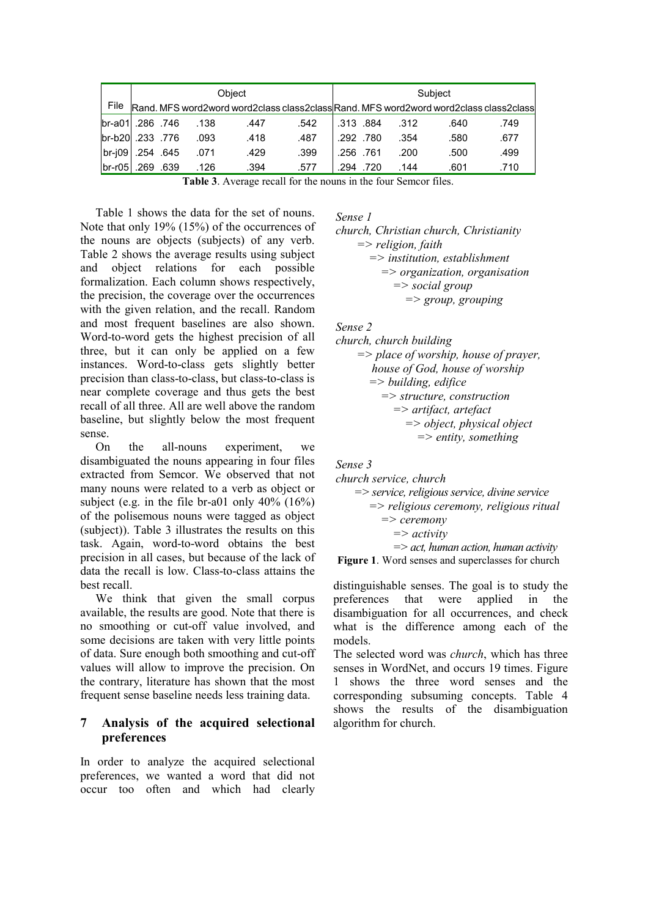| File | Object | | | | | Subject | | | | |
|---|---|---|---|---|---|---|---|---|---|---|
| | Rand. | MFS | word2word | word2class | class2class | Rand. | MFS | word2word | word2class | class2class |
| br-a01 | .286 | .746 | .138 | .447 | .542 | .313 | .884 | .312 | .640 | .749 |
| br-b20 | .233 | .776 | .093 | .418 | .487 | .292 | .780 | .354 | .580 | .677 |
| br-j09 | .254 | .645 | .071 | .429 | .399 | .256 | .761 | .200 | .500 | .499 |
| br-r05 | .269 | .639 | .126 | .394 | .577 | .294 | .720 | .144 | .601 | .710 |

**Table 3**. Average recall for the nouns in the four Semcor files.

Table 1 shows the data for the set of nouns. Note that only 19% (15%) of the occurrences of the nouns are objects (subjects) of any verb. Table 2 shows the average results using subject and object relations for each possible formalization. Each column shows respectively, the precision, the coverage over the occurrences with the given relation, and the recall. Random and most frequent baselines are also shown. Word-to-word gets the highest precision of all three, but it can only be applied on a few instances. Word-to-class gets slightly better precision than class-to-class, but class-to-class is near complete coverage and thus gets the best recall of all three. All are well above the random baseline, but slightly below the most frequent sense.

On the all-nouns experiment, we disambiguated the nouns appearing in four files extracted from Semcor. We observed that not many nouns were related to a verb as object or subject (e.g. in the file br-a01 only 40% (16%) of the polisemous nouns were tagged as object (subject)). Table 3 illustrates the results on this task. Again, word-to-word obtains the best precision in all cases, but because of the lack of data the recall is low. Class-to-class attains the best recall.

We think that given the small corpus available, the results are good. Note that there is no smoothing or cut-off value involved, and some decisions are taken with very little points of data. Sure enough both smoothing and cut-off values will allow to improve the precision. On the contrary, literature has shown that the most frequent sense baseline needs less training data.

## 7 Analysis of the acquired selectional preferences

In order to analyze the acquired selectional preferences, we wanted a word that did not occur too often and which had clearly distinguishable senses. The goal is to study the preferences that were applied in the disambiguation for all occurrences, and check what is the difference among each of the models.

The selected word was *church*, which has three senses in WordNet, and occurs 19 times. Figure 1 shows the three word senses and the corresponding subsuming concepts. Table 4 shows the results of the disambiguation algorithm for church.

*Sense 1*
*church, Christian church, Christianity*
  => *religion, faith*
    => *institution, establishment*
      => *organization, organisation*
        => *social group*
          => *group, grouping*

*Sense 2*
*church, church building*
  => *place of worship, house of prayer, house of God, house of worship*
    => *building, edifice*
      => *structure, construction*
        => *artifact, artefact*
          => *object, physical object*
            => *entity, something*

*Sense 3*
*church service, church*
  => *service, religious service, divine service*
    => *religious ceremony, religious ritual*
      => *ceremony*
        => *activity*
          => *act, human action, human activity*

**Figure 1**. Word senses and superclasses for church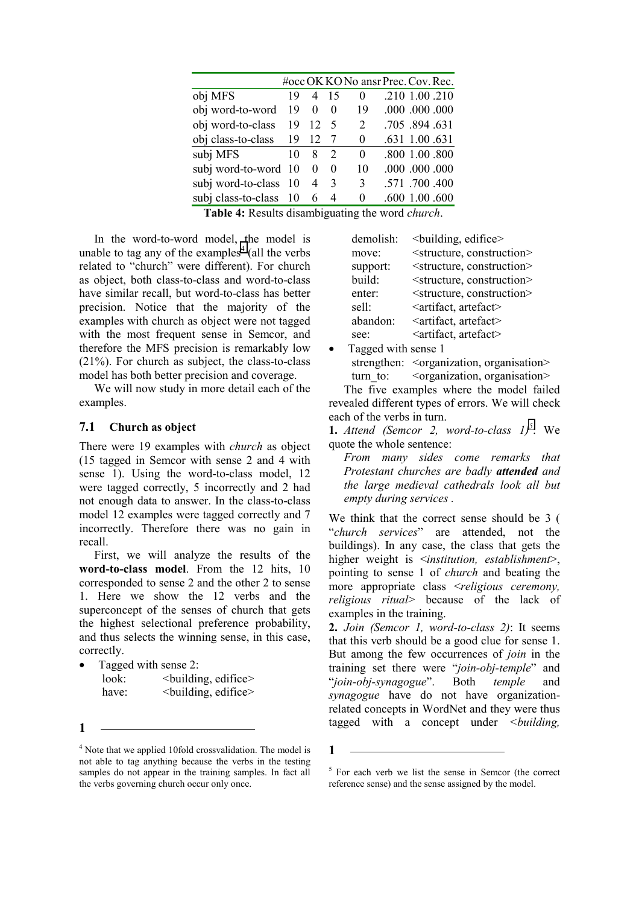|  | #occ | OK | KO | No ansr | Prec. | Cov. | Rec. |
|---|---|---|---|---|---|---|---|
| obj MFS | 19 | 4 | 15 | 0 | .210 | 1.00 | .210 |
| obj word-to-word | 19 | 0 | 0 | 19 | .000 | .000 | .000 |
| obj word-to-class | 19 | 12 | 5 | 2 | .705 | .894 | .631 |
| obj class-to-class | 19 | 12 | 7 | 0 | .631 | 1.00 | .631 |
| subj MFS | 10 | 8 | 2 | 0 | .800 | 1.00 | .800 |
| subj word-to-word | 10 | 0 | 0 | 10 | .000 | .000 | .000 |
| subj word-to-class | 10 | 4 | 3 | 3 | .571 | .700 | .400 |
| subj class-to-class | 10 | 6 | 4 | 0 | .600 | 1.00 | .600 |

**Table 4:** Results disambiguating the word *church*.

In the word-to-word model, the model is unable to tag any of the examples[4] (all the verbs related to "church" were different). For church as object, both class-to-class and word-to-class have similar recall, but word-to-class has better precision. Notice that the majority of the examples with church as object were not tagged with the most frequent sense in Semcor, and therefore the MFS precision is remarkably low (21%). For church as subject, the class-to-class model has both better precision and coverage.

We will now study in more detail each of the examples.

### 7.1 Church as object

There were 19 examples with *church* as object (15 tagged in Semcor with sense 2 and 4 with sense 1). Using the word-to-class model, 12 were tagged correctly, 5 incorrectly and 2 had not enough data to answer. In the class-to-class model 12 examples were tagged correctly and 7 incorrectly. Therefore there was no gain in recall.

First, we will analyze the results of the **word-to-class model**. From the 12 hits, 10 corresponded to sense 2 and the other 2 to sense 1. Here we show the 12 verbs and the superconcept of the senses of church that gets the highest selectional preference probability, and thus selects the winning sense, in this case, correctly.

- Tagged with sense 2:
  - look: <building, edifice>
  - have: <building, edifice>
  - demolish: <building, edifice>
  - move: <structure, construction>
  - support: <structure, construction>
  - build: <structure, construction>
  - enter: <structure, construction>
  - sell: <artifact, artefact>
  - abandon: <artifact, artefact>
  - see: <artifact, artefact>
- Tagged with sense 1
  - strengthen: <organization, organisation>
  - turn_to: <organization, organisation>

The five examples where the model failed revealed different types of errors. We will check each of the verbs in turn.

**1.** *Attend (Semcor 2, word-to-class 1)*[5]: We quote the whole sentence:

*From many sides come remarks that Protestant churches are badly **attended** and the large medieval cathedrals look all but empty during services .*

We think that the correct sense should be 3 ("*church services*" are attended, not the buildings). In any case, the class that gets the higher weight is <*institution, establishment*>, pointing to sense 1 of *church* and beating the more appropriate class <*religious ceremony, religious ritual*> because of the lack of examples in the training.

**2.** *Join (Semcor 1, word-to-class 2)*: It seems that this verb should be a good clue for sense 1. But among the few occurrences of *join* in the training set there were "*join-obj-temple*" and "*join-obj-synagogue*". Both *temple* and *synagogue* have do not have organization-related concepts in WordNet and they were thus tagged with a concept under <*building,*

[4] Note that we applied 10fold crossvalidation. The model is not able to tag anything because the verbs in the testing samples do not appear in the training samples. In fact all the verbs governing church occur only once.

[5] For each verb we list the sense in Semcor (the correct reference sense) and the sense assigned by the model.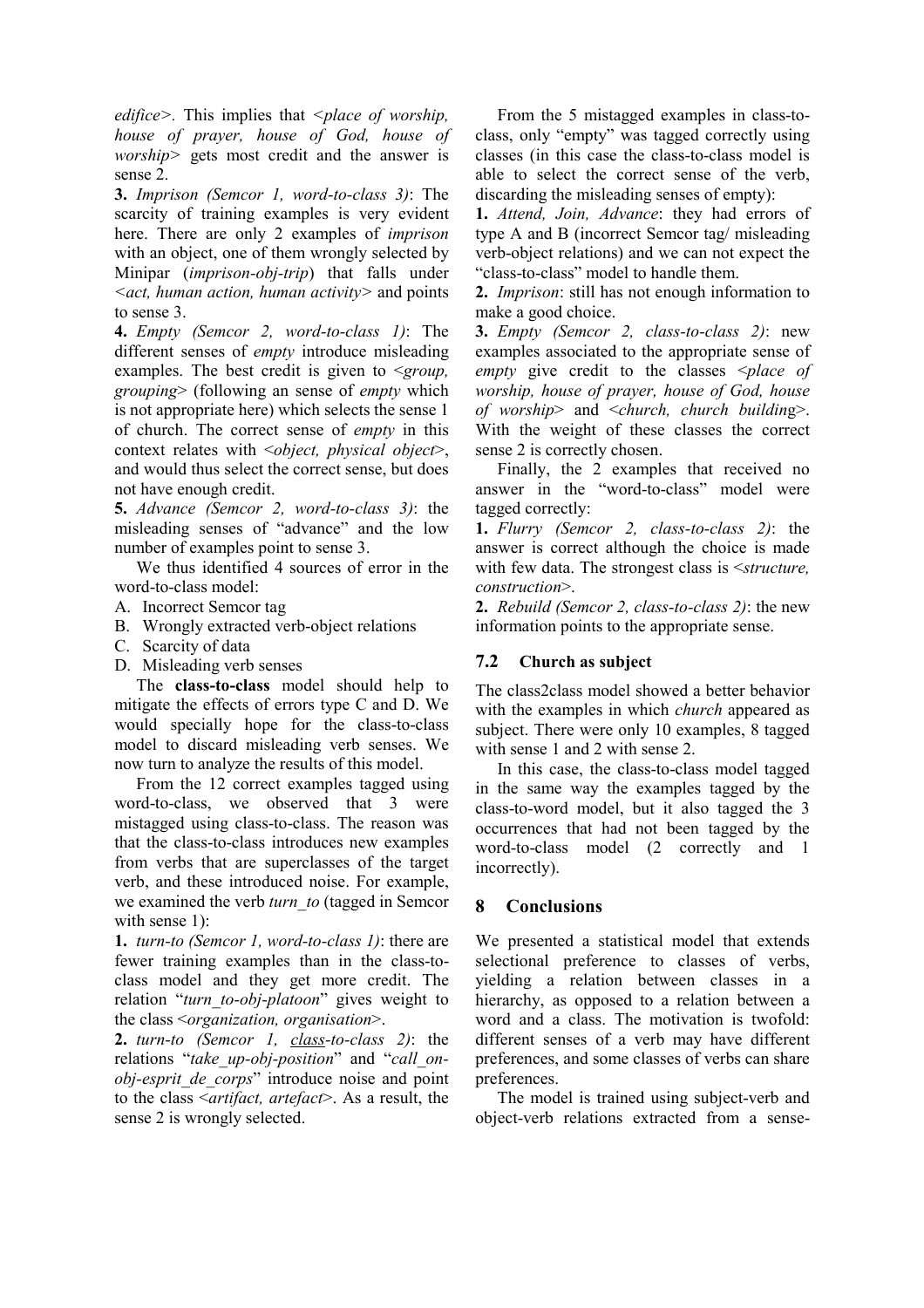*edifice*>. This implies that <*place of worship, house of prayer, house of God, house of worship*> gets most credit and the answer is sense 2.

**3.** *Imprison (Semcor 1, word-to-class 3)*: The scarcity of training examples is very evident here. There are only 2 examples of *imprison* with an object, one of them wrongly selected by Minipar (*imprison-obj-trip*) that falls under <*act, human action, human activity*> and points to sense 3.

**4.** *Empty (Semcor 2, word-to-class 1)*: The different senses of *empty* introduce misleading examples. The best credit is given to <*group, grouping*> (following an sense of *empty* which is not appropriate here) which selects the sense 1 of church. The correct sense of *empty* in this context relates with <*object, physical object*>, and would thus select the correct sense, but does not have enough credit.

**5.** *Advance (Semcor 2, word-to-class 3)*: the misleading senses of "advance" and the low number of examples point to sense 3.

We thus identified 4 sources of error in the word-to-class model:

A. Incorrect Semcor tag
B. Wrongly extracted verb-object relations
C. Scarcity of data
D. Misleading verb senses

The **class-to-class** model should help to mitigate the effects of errors type C and D. We would specially hope for the class-to-class model to discard misleading verb senses. We now turn to analyze the results of this model.

From the 12 correct examples tagged using word-to-class, we observed that 3 were mistagged using class-to-class. The reason was that the class-to-class introduces new examples from verbs that are superclasses of the target verb, and these introduced noise. For example, we examined the verb *turn_to* (tagged in Semcor with sense 1):

**1.** *turn-to (Semcor 1, word-to-class 1)*: there are fewer training examples than in the class-to-class model and they get more credit. The relation "*turn_to-obj-platoon*" gives weight to the class <*organization, organisation*>.

**2.** *turn-to (Semcor 1, class-to-class 2)*: the relations "*take_up-obj-position*" and "*call_on-obj-esprit_de_corps*" introduce noise and point to the class <*artifact, artefact*>. As a result, the sense 2 is wrongly selected.

From the 5 mistagged examples in class-to-class, only "empty" was tagged correctly using classes (in this case the class-to-class model is able to select the correct sense of the verb, discarding the misleading senses of empty):

**1.** *Attend, Join, Advance*: they had errors of type A and B (incorrect Semcor tag/ misleading verb-object relations) and we can not expect the "class-to-class" model to handle them.

**2.** *Imprison*: still has not enough information to make a good choice.

**3.** *Empty (Semcor 2, class-to-class 2)*: new examples associated to the appropriate sense of *empty* give credit to the classes <*place of worship, house of prayer, house of God, house of worship*> and <*church, church building*>. With the weight of these classes the correct sense 2 is correctly chosen.

Finally, the 2 examples that received no answer in the "word-to-class" model were tagged correctly:

**1.** *Flurry (Semcor 2, class-to-class 2)*: the answer is correct although the choice is made with few data. The strongest class is <*structure, construction*>.

**2.** *Rebuild (Semcor 2, class-to-class 2)*: the new information points to the appropriate sense.

### 7.2 Church as subject

The class2class model showed a better behavior with the examples in which *church* appeared as subject. There were only 10 examples, 8 tagged with sense 1 and 2 with sense 2.

In this case, the class-to-class model tagged in the same way the examples tagged by the class-to-word model, but it also tagged the 3 occurrences that had not been tagged by the word-to-class model (2 correctly and 1 incorrectly).

## 8 Conclusions

We presented a statistical model that extends selectional preference to classes of verbs, yielding a relation between classes in a hierarchy, as opposed to a relation between a word and a class. The motivation is twofold: different senses of a verb may have different preferences, and some classes of verbs can share preferences.

The model is trained using subject-verb and object-verb relations extracted from a sense-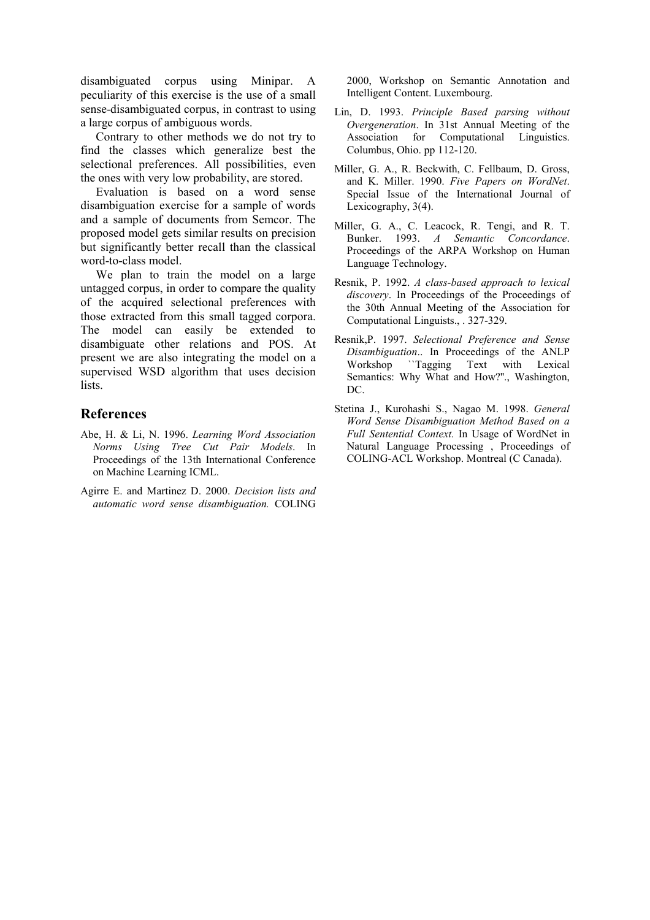disambiguated corpus using Minipar. A peculiarity of this exercise is the use of a small sense-disambiguated corpus, in contrast to using a large corpus of ambiguous words.

Contrary to other methods we do not try to find the classes which generalize best the selectional preferences. All possibilities, even the ones with very low probability, are stored.

Evaluation is based on a word sense disambiguation exercise for a sample of words and a sample of documents from Semcor. The proposed model gets similar results on precision but significantly better recall than the classical word-to-class model.

We plan to train the model on a large untagged corpus, in order to compare the quality of the acquired selectional preferences with those extracted from this small tagged corpora. The model can easily be extended to disambiguate other relations and POS. At present we are also integrating the model on a supervised WSD algorithm that uses decision lists.

## References

Abe, H. & Li, N. 1996. *Learning Word Association Norms Using Tree Cut Pair Models*. In Proceedings of the 13th International Conference on Machine Learning ICML.

Agirre E. and Martinez D. 2000. *Decision lists and automatic word sense disambiguation.* COLING 2000, Workshop on Semantic Annotation and Intelligent Content. Luxembourg.

Lin, D. 1993. *Principle Based parsing without Overgeneration*. In 31st Annual Meeting of the Association for Computational Linguistics. Columbus, Ohio. pp 112-120.

Miller, G. A., R. Beckwith, C. Fellbaum, D. Gross, and K. Miller. 1990. *Five Papers on WordNet*. Special Issue of the International Journal of Lexicography, 3(4).

Miller, G. A., C. Leacock, R. Tengi, and R. T. Bunker. 1993. *A Semantic Concordance*. Proceedings of the ARPA Workshop on Human Language Technology.

Resnik, P. 1992. *A class-based approach to lexical discovery*. In Proceedings of the Proceedings of the 30th Annual Meeting of the Association for Computational Linguists., . 327-329.

Resnik,P. 1997. *Selectional Preference and Sense Disambiguation*.. In Proceedings of the ANLP Workshop ``Tagging Text with Lexical Semantics: Why What and How?''., Washington, DC.

Stetina J., Kurohashi S., Nagao M. 1998. *General Word Sense Disambiguation Method Based on a Full Sentential Context.* In Usage of WordNet in Natural Language Processing , Proceedings of COLING-ACL Workshop. Montreal (C Canada).